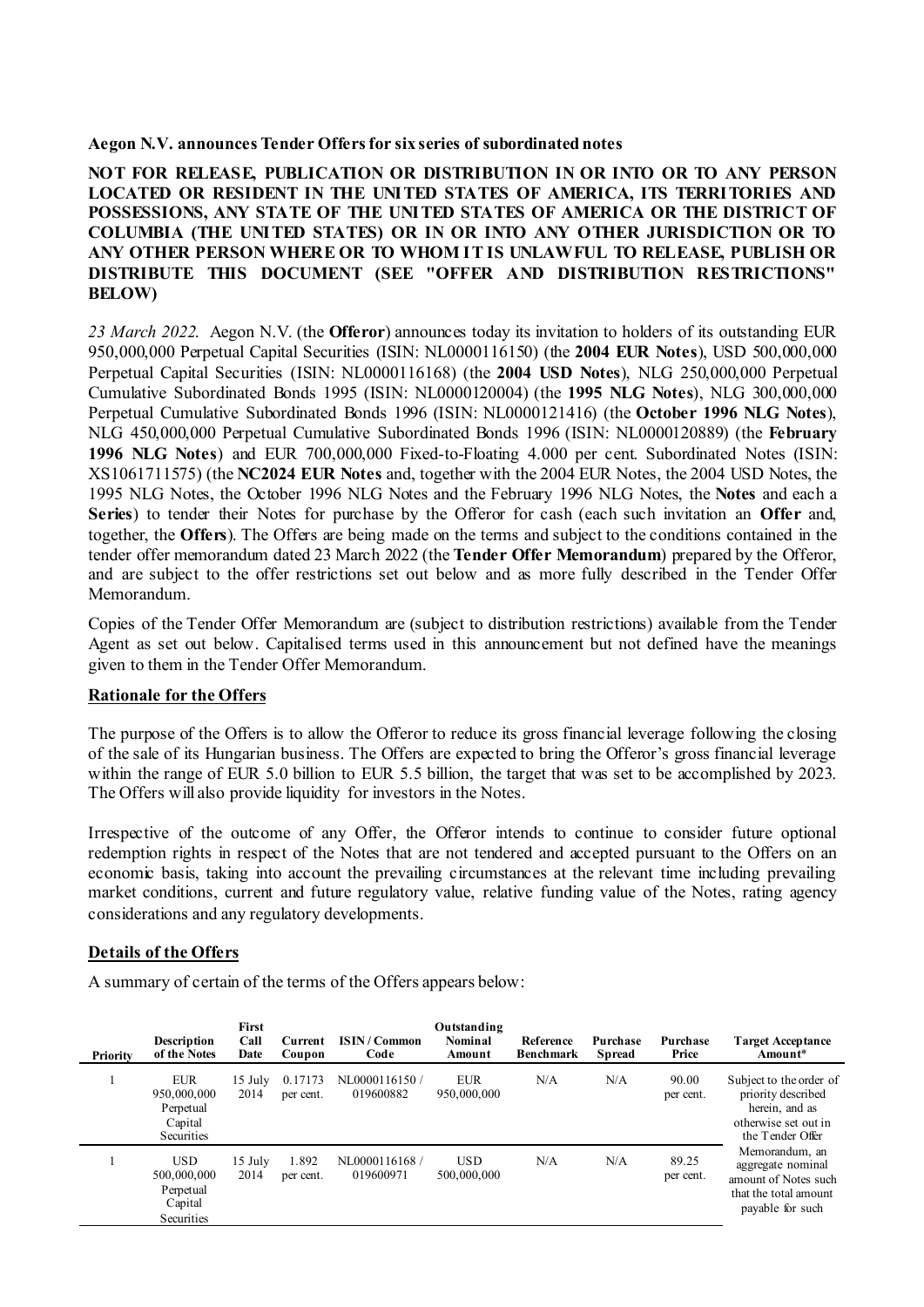**Aegon N.V. announces Tender Offers for six series of subordinated notes**

**NOT FOR RELEASE, PUBLICATION OR DISTRIBUTION IN OR INTO OR TO ANY PERSON LOCATED OR RESIDENT IN THE UNITED STATES OF AMERICA, ITS TERRITORIES AND POSSESSIONS, ANY STATE OF THE UNITED STATES OF AMERICA OR THE DISTRICT OF COLUMBIA (THE UNITED STATES) OR IN OR INTO ANY OTHER JURISDICTION OR TO ANY OTHER PERSON WHERE OR TO WHOM IT IS UNLAWFUL TO RELEASE, PUBLISH OR DISTRIBUTE THIS DOCUMENT (SEE "OFFER AND DISTRIBUTION RESTRICTIONS" BELOW)**

*23 March 2022.* Aegon N.V. (the **Offeror**) announces today its invitation to holders of its outstanding EUR 950,000,000 Perpetual Capital Securities (ISIN: NL0000116150) (the **2004 EUR Notes**), USD 500,000,000 Perpetual Capital Securities (ISIN: NL0000116168) (the **2004 USD Notes**), NLG 250,000,000 Perpetual Cumulative Subordinated Bonds 1995 (ISIN: NL0000120004) (the **1995 NLG Notes**), NLG 300,000,000 Perpetual Cumulative Subordinated Bonds 1996 (ISIN: NL0000121416) (the **October 1996 NLG Notes**), NLG 450,000,000 Perpetual Cumulative Subordinated Bonds 1996 (ISIN: NL0000120889) (the **February 1996 NLG Notes**) and EUR 700,000,000 Fixed-to-Floating 4.000 per cent. Subordinated Notes (ISIN: XS1061711575) (the **NC2024 EUR Notes** and, together with the 2004 EUR Notes, the 2004 USD Notes, the 1995 NLG Notes, the October 1996 NLG Notes and the February 1996 NLG Notes, the **Notes** and each a **Series**) to tender their Notes for purchase by the Offeror for cash (each such invitation an **Offer** and, together, the **Offers**). The Offers are being made on the terms and subject to the conditions contained in the tender offer memorandum dated 23 March 2022 (the **Tender Offer Memorandum**) prepared by the Offeror, and are subject to the offer restrictions set out below and as more fully described in the Tender Offer Memorandum.

Copies of the Tender Offer Memorandum are (subject to distribution restrictions) available from the Tender Agent as set out below. Capitalised terms used in this announcement but not defined have the meanings given to them in the Tender Offer Memorandum.

**Rationale for the Offers**

The purpose of the Offers is to allow the Offeror to reduce its gross financial leverage following the closing of the sale of its Hungarian business. The Offers are expected to bring the Offeror's gross financial leverage within the range of EUR 5.0 billion to EUR 5.5 billion, the target that was set to be accomplished by 2023. The Offers will also provide liquidity for investors in the Notes.

Irrespective of the outcome of any Offer, the Offeror intends to continue to consider future optional redemption rights in respect of the Notes that are not tendered and accepted pursuant to the Offers on an economic basis, taking into account the prevailing circumstances at the relevant time including prevailing market conditions, current and future regulatory value, relative funding value of the Notes, rating agency considerations and any regulatory developments.

**Details of the Offers**

A summary of certain of the terms of the Offers appears below:

| Priority | Description of the Notes | First Call Date | Current Coupon | ISIN / Common Code | Outstanding Nominal Amount | Reference Benchmark | Purchase Spread | Purchase Price | Target Acceptance Amount* |
|---|---|---|---|---|---|---|---|---|---|
| 1 | EUR 950,000,000 Perpetual Capital Securities | 15 July 2014 | 0.17173 per cent. | NL0000116150 / 019600882 | EUR 950,000,000 | N/A | N/A | 90.00 per cent. | Subject to the order of priority described herein, and as otherwise set out in the Tender Offer Memorandum, an aggregate nominal amount of Notes such that the total amount payable for such |
| 1 | USD 500,000,000 Perpetual Capital Securities | 15 July 2014 | 1.892 per cent. | NL0000116168 / 019600971 | USD 500,000,000 | N/A | N/A | 89.25 per cent. | |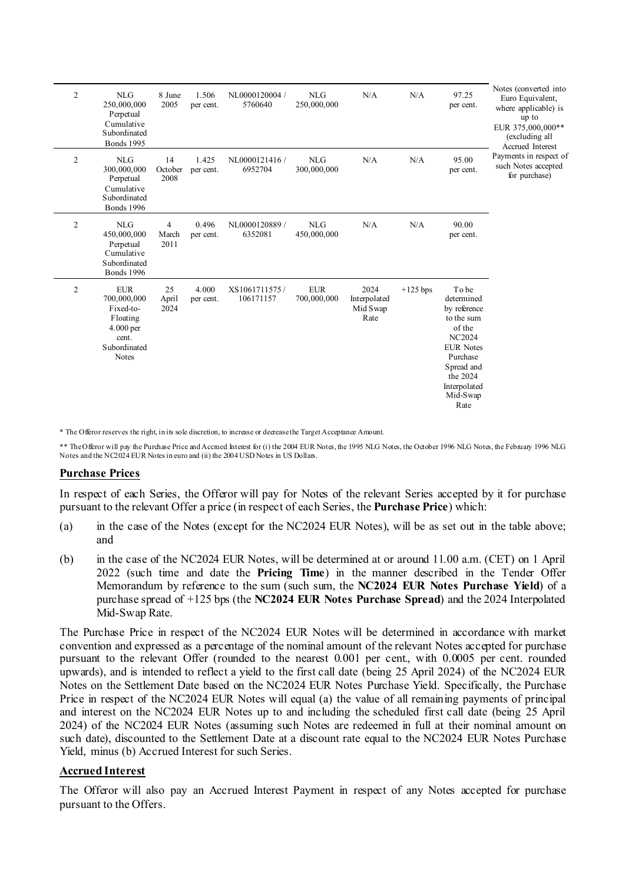| | | | | | | | | | |
|---|---|---|---|---|---|---|---|---|---|
| 2 | NLG 250,000,000 Perpetual Cumulative Subordinated Bonds 1995 | 8 June 2005 | 1.506 per cent. | NL0000120004 / 5760640 | NLG 250,000,000 | N/A | N/A | 97.25 per cent. | Notes (converted into Euro Equivalent, where applicable) is up to EUR 375,000,000** (excluding all Accrued Interest Payments in respect of such Notes accepted for purchase) |
| 2 | NLG 300,000,000 Perpetual Cumulative Subordinated Bonds 1996 | 14 October 2008 | 1.425 per cent. | NL0000121416 / 6952704 | NLG 300,000,000 | N/A | N/A | 95.00 per cent. | |
| 2 | NLG 450,000,000 Perpetual Cumulative Subordinated Bonds 1996 | 4 March 2011 | 0.496 per cent. | NL0000120889 / 6352081 | NLG 450,000,000 | N/A | N/A | 90.00 per cent. | |
| 2 | EUR 700,000,000 Fixed-to-Floating 4.000 per cent. Subordinated Notes | 25 April 2024 | 4.000 per cent. | XS1061711575 / 106171157 | EUR 700,000,000 | 2024 Interpolated Mid Swap Rate | +125 bps | To be determined by reference to the sum of the NC2024 EUR Notes Purchase Spread and the 2024 Interpolated Mid-Swap Rate | |

\* The Offeror reserves the right, in its sole discretion, to increase or decrease the Target Acceptance Amount.

\*\* The Offeror will pay the Purchase Price and Accrued Interest for (i) the 2004 EUR Notes, the 1995 NLG Notes, the October 1996 NLG Notes, the February 1996 NLG Notes and the NC2024 EUR Notes in euro and (ii) the 2004 USD Notes in US Dollars.

**Purchase Prices**

In respect of each Series, the Offeror will pay for Notes of the relevant Series accepted by it for purchase pursuant to the relevant Offer a price (in respect of each Series, the **Purchase Price**) which:

(a) in the case of the Notes (except for the NC2024 EUR Notes), will be as set out in the table above; and

(b) in the case of the NC2024 EUR Notes, will be determined at or around 11.00 a.m. (CET) on 1 April 2022 (such time and date the **Pricing Time**) in the manner described in the Tender Offer Memorandum by reference to the sum (such sum, the **NC2024 EUR Notes Purchase Yield**) of a purchase spread of +125 bps (the **NC2024 EUR Notes Purchase Spread**) and the 2024 Interpolated Mid-Swap Rate.

The Purchase Price in respect of the NC2024 EUR Notes will be determined in accordance with market convention and expressed as a percentage of the nominal amount of the relevant Notes accepted for purchase pursuant to the relevant Offer (rounded to the nearest 0.001 per cent., with 0.0005 per cent. rounded upwards), and is intended to reflect a yield to the first call date (being 25 April 2024) of the NC2024 EUR Notes on the Settlement Date based on the NC2024 EUR Notes Purchase Yield. Specifically, the Purchase Price in respect of the NC2024 EUR Notes will equal (a) the value of all remaining payments of principal and interest on the NC2024 EUR Notes up to and including the scheduled first call date (being 25 April 2024) of the NC2024 EUR Notes (assuming such Notes are redeemed in full at their nominal amount on such date), discounted to the Settlement Date at a discount rate equal to the NC2024 EUR Notes Purchase Yield, minus (b) Accrued Interest for such Series.

**Accrued Interest**

The Offeror will also pay an Accrued Interest Payment in respect of any Notes accepted for purchase pursuant to the Offers.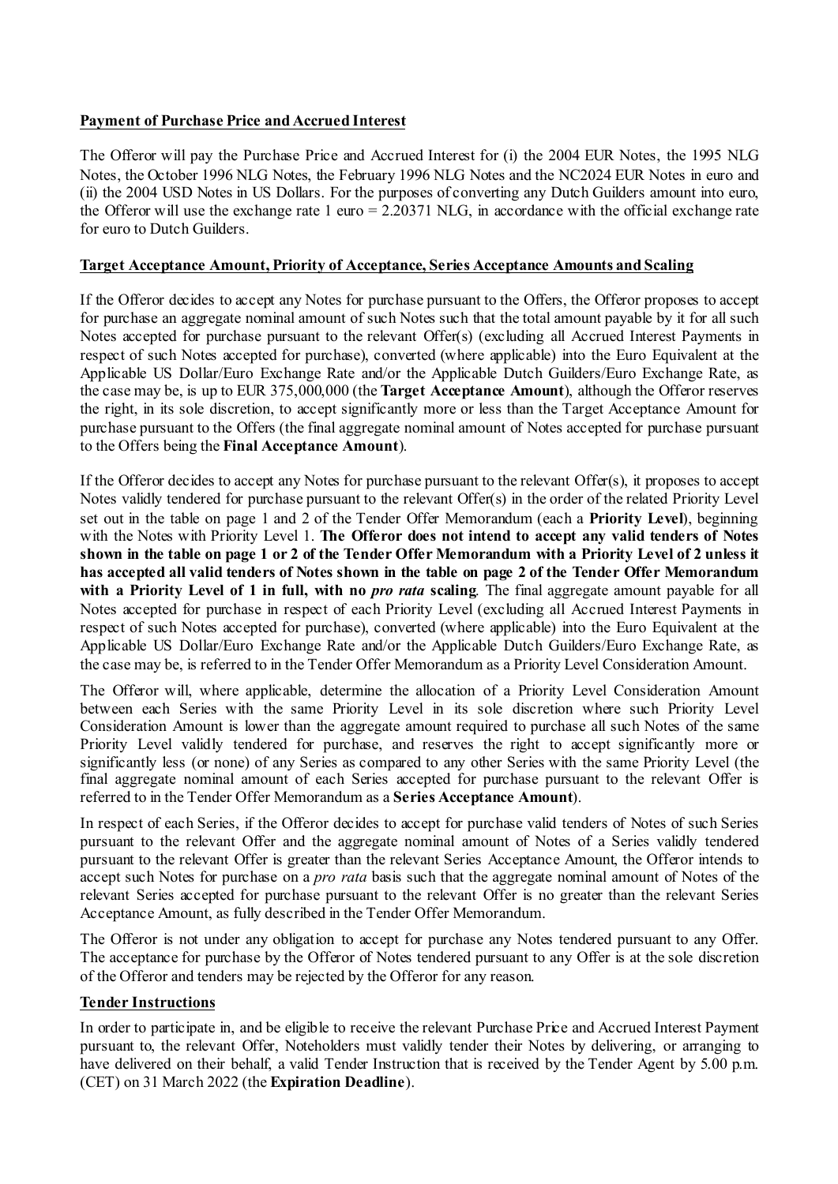**Payment of Purchase Price and Accrued Interest**

The Offeror will pay the Purchase Price and Accrued Interest for (i) the 2004 EUR Notes, the 1995 NLG Notes, the October 1996 NLG Notes, the February 1996 NLG Notes and the NC2024 EUR Notes in euro and (ii) the 2004 USD Notes in US Dollars. For the purposes of converting any Dutch Guilders amount into euro, the Offeror will use the exchange rate 1 euro = 2.20371 NLG, in accordance with the official exchange rate for euro to Dutch Guilders.

**Target Acceptance Amount, Priority of Acceptance, Series Acceptance Amounts and Scaling**

If the Offeror decides to accept any Notes for purchase pursuant to the Offers, the Offeror proposes to accept for purchase an aggregate nominal amount of such Notes such that the total amount payable by it for all such Notes accepted for purchase pursuant to the relevant Offer(s) (excluding all Accrued Interest Payments in respect of such Notes accepted for purchase), converted (where applicable) into the Euro Equivalent at the Applicable US Dollar/Euro Exchange Rate and/or the Applicable Dutch Guilders/Euro Exchange Rate, as the case may be, is up to EUR 375,000,000 (the **Target Acceptance Amount**), although the Offeror reserves the right, in its sole discretion, to accept significantly more or less than the Target Acceptance Amount for purchase pursuant to the Offers (the final aggregate nominal amount of Notes accepted for purchase pursuant to the Offers being the **Final Acceptance Amount**).

If the Offeror decides to accept any Notes for purchase pursuant to the relevant Offer(s), it proposes to accept Notes validly tendered for purchase pursuant to the relevant Offer(s) in the order of the related Priority Level set out in the table on page 1 and 2 of the Tender Offer Memorandum (each a **Priority Level**), beginning with the Notes with Priority Level 1. **The Offeror does not intend to accept any valid tenders of Notes shown in the table on page 1 or 2 of the Tender Offer Memorandum with a Priority Level of 2 unless it has accepted all valid tenders of Notes shown in the table on page 2 of the Tender Offer Memorandum with a Priority Level of 1 in full, with no *pro rata* scaling**. The final aggregate amount payable for all Notes accepted for purchase in respect of each Priority Level (excluding all Accrued Interest Payments in respect of such Notes accepted for purchase), converted (where applicable) into the Euro Equivalent at the Applicable US Dollar/Euro Exchange Rate and/or the Applicable Dutch Guilders/Euro Exchange Rate, as the case may be, is referred to in the Tender Offer Memorandum as a Priority Level Consideration Amount.

The Offeror will, where applicable, determine the allocation of a Priority Level Consideration Amount between each Series with the same Priority Level in its sole discretion where such Priority Level Consideration Amount is lower than the aggregate amount required to purchase all such Notes of the same Priority Level validly tendered for purchase, and reserves the right to accept significantly more or significantly less (or none) of any Series as compared to any other Series with the same Priority Level (the final aggregate nominal amount of each Series accepted for purchase pursuant to the relevant Offer is referred to in the Tender Offer Memorandum as a **Series Acceptance Amount**).

In respect of each Series, if the Offeror decides to accept for purchase valid tenders of Notes of such Series pursuant to the relevant Offer and the aggregate nominal amount of Notes of a Series validly tendered pursuant to the relevant Offer is greater than the relevant Series Acceptance Amount, the Offeror intends to accept such Notes for purchase on a *pro rata* basis such that the aggregate nominal amount of Notes of the relevant Series accepted for purchase pursuant to the relevant Offer is no greater than the relevant Series Acceptance Amount, as fully described in the Tender Offer Memorandum.

The Offeror is not under any obligation to accept for purchase any Notes tendered pursuant to any Offer. The acceptance for purchase by the Offeror of Notes tendered pursuant to any Offer is at the sole discretion of the Offeror and tenders may be rejected by the Offeror for any reason.

**Tender Instructions**

In order to participate in, and be eligible to receive the relevant Purchase Price and Accrued Interest Payment pursuant to, the relevant Offer, Noteholders must validly tender their Notes by delivering, or arranging to have delivered on their behalf, a valid Tender Instruction that is received by the Tender Agent by 5.00 p.m. (CET) on 31 March 2022 (the **Expiration Deadline**).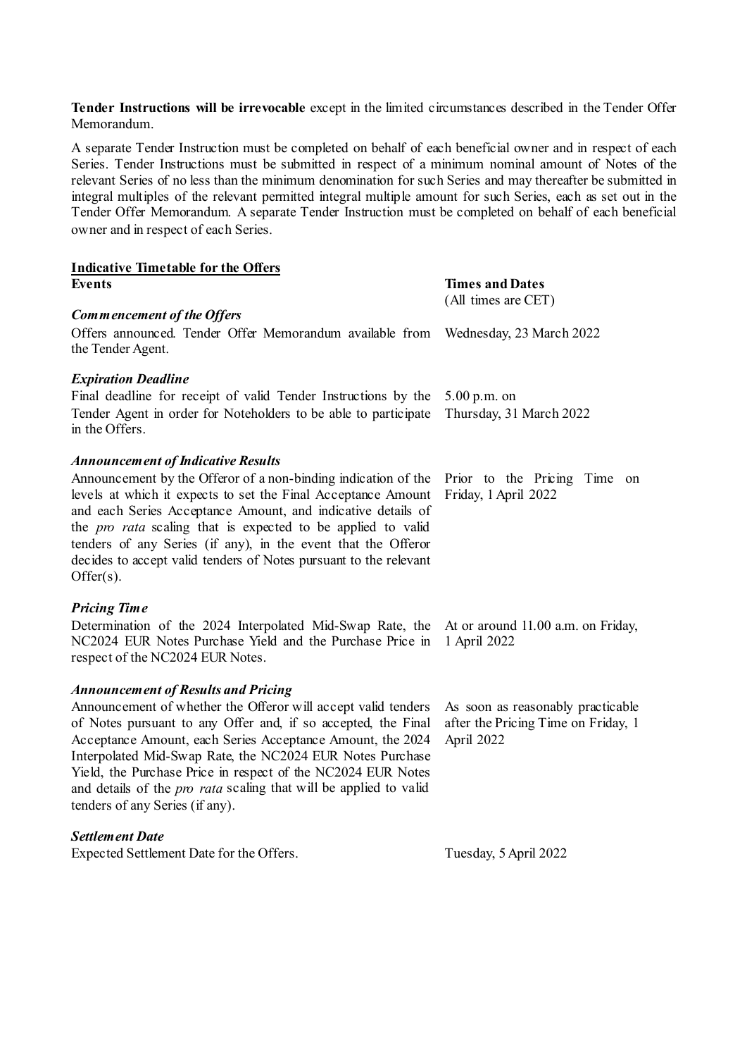**Tender Instructions will be irrevocable** except in the limited circumstances described in the Tender Offer Memorandum.

A separate Tender Instruction must be completed on behalf of each beneficial owner and in respect of each Series. Tender Instructions must be submitted in respect of a minimum nominal amount of Notes of the relevant Series of no less than the minimum denomination for such Series and may thereafter be submitted in integral multiples of the relevant permitted integral multiple amount for such Series, each as set out in the Tender Offer Memorandum. A separate Tender Instruction must be completed on behalf of each beneficial owner and in respect of each Series.

**Indicative Timetable for the Offers**

| **Events** | **Times and Dates** (All times are CET) |
|---|---|
| ***Commencement of the Offers*** Offers announced. Tender Offer Memorandum available from the Tender Agent. | Wednesday, 23 March 2022 |
| ***Expiration Deadline*** Final deadline for receipt of valid Tender Instructions by the Tender Agent in order for Noteholders to be able to participate in the Offers. | 5.00 p.m. on Thursday, 31 March 2022 |
| ***Announcement of Indicative Results*** Announcement by the Offeror of a non-binding indication of the levels at which it expects to set the Final Acceptance Amount and each Series Acceptance Amount, and indicative details of the *pro rata* scaling that is expected to be applied to valid tenders of any Series (if any), in the event that the Offeror decides to accept valid tenders of Notes pursuant to the relevant Offer(s). | Prior to the Pricing Time on Friday, 1 April 2022 |
| ***Pricing Time*** Determination of the 2024 Interpolated Mid-Swap Rate, the NC2024 EUR Notes Purchase Yield and the Purchase Price in respect of the NC2024 EUR Notes. | At or around 11.00 a.m. on Friday, 1 April 2022 |
| ***Announcement of Results and Pricing*** Announcement of whether the Offeror will accept valid tenders of Notes pursuant to any Offer and, if so accepted, the Final Acceptance Amount, each Series Acceptance Amount, the 2024 Interpolated Mid-Swap Rate, the NC2024 EUR Notes Purchase Yield, the Purchase Price in respect of the NC2024 EUR Notes and details of the *pro rata* scaling that will be applied to valid tenders of any Series (if any). | As soon as reasonably practicable after the Pricing Time on Friday, 1 April 2022 |
| ***Settlement Date*** Expected Settlement Date for the Offers. | Tuesday, 5 April 2022 |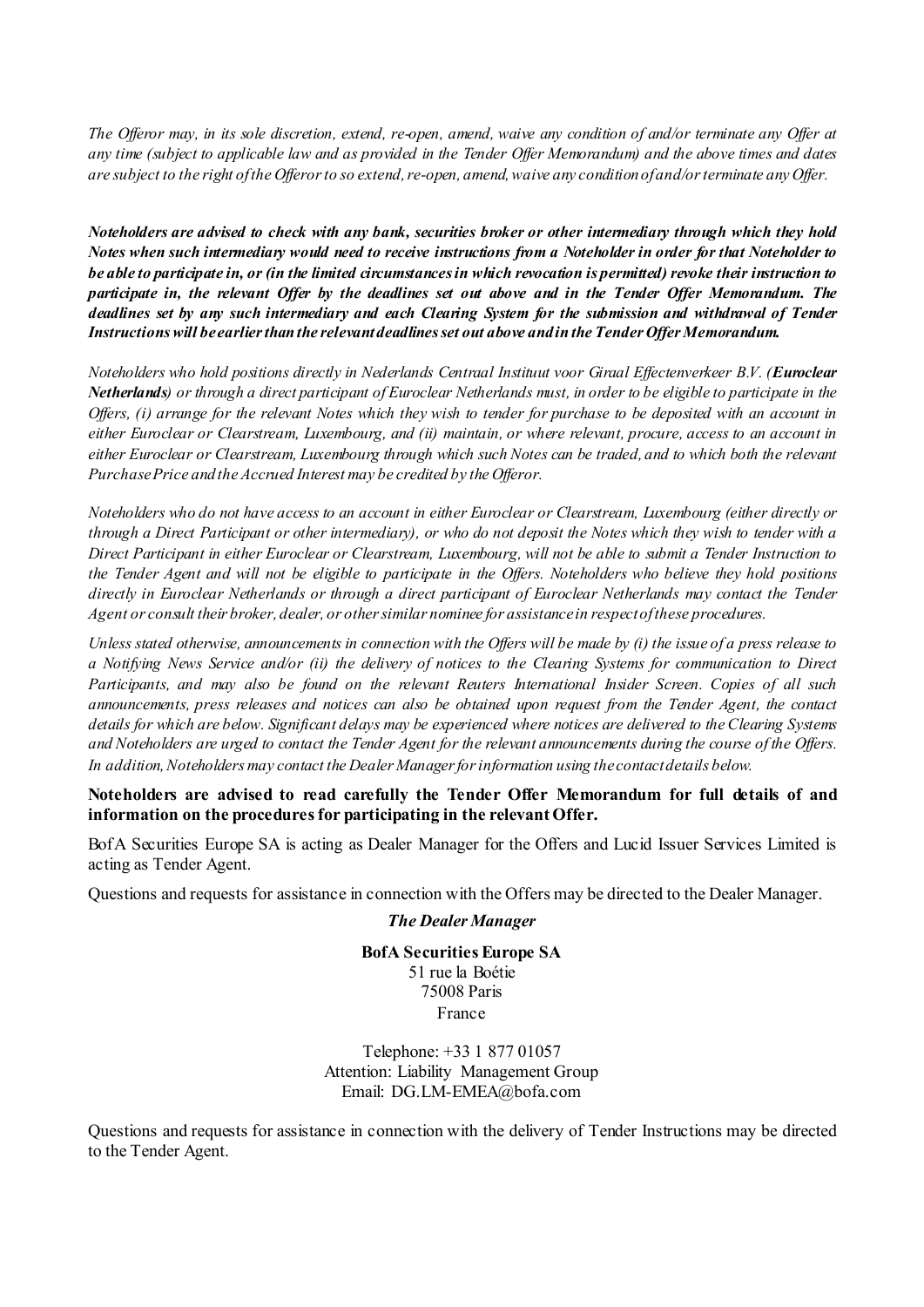*The Offeror may, in its sole discretion, extend, re-open, amend, waive any condition of and/or terminate any Offer at any time (subject to applicable law and as provided in the Tender Offer Memorandum) and the above times and dates are subject to the right of the Offeror to so extend, re-open, amend, waive any condition of and/or terminate any Offer.*

***Noteholders are advised to check with any bank, securities broker or other intermediary through which they hold Notes when such intermediary would need to receive instructions from a Noteholder in order for that Noteholder to be able to participate in, or (in the limited circumstances in which revocation is permitted) revoke their instruction to participate in, the relevant Offer by the deadlines set out above and in the Tender Offer Memorandum. The deadlines set by any such intermediary and each Clearing System for the submission and withdrawal of Tender Instructions will be earlier than the relevant deadlines set out above and in the Tender Offer Memorandum.***

*Noteholders who hold positions directly in Nederlands Centraal Instituut voor Giraal Effectenverkeer B.V. (**Euroclear Netherlands**) or through a direct participant of Euroclear Netherlands must, in order to be eligible to participate in the Offers, (i) arrange for the relevant Notes which they wish to tender for purchase to be deposited with an account in either Euroclear or Clearstream, Luxembourg, and (ii) maintain, or where relevant, procure, access to an account in either Euroclear or Clearstream, Luxembourg through which such Notes can be traded, and to which both the relevant Purchase Price and the Accrued Interest may be credited by the Offeror.*

*Noteholders who do not have access to an account in either Euroclear or Clearstream, Luxembourg (either directly or through a Direct Participant or other intermediary), or who do not deposit the Notes which they wish to tender with a Direct Participant in either Euroclear or Clearstream, Luxembourg, will not be able to submit a Tender Instruction to the Tender Agent and will not be eligible to participate in the Offers. Noteholders who believe they hold positions directly in Euroclear Netherlands or through a direct participant of Euroclear Netherlands may contact the Tender Agent or consult their broker, dealer, or other similar nominee for assistance in respect of these procedures.*

*Unless stated otherwise, announcements in connection with the Offers will be made by (i) the issue of a press release to a Notifying News Service and/or (ii) the delivery of notices to the Clearing Systems for communication to Direct Participants, and may also be found on the relevant Reuters International Insider Screen. Copies of all such announcements, press releases and notices can also be obtained upon request from the Tender Agent, the contact details for which are below. Significant delays may be experienced where notices are delivered to the Clearing Systems and Noteholders are urged to contact the Tender Agent for the relevant announcements during the course of the Offers. In addition, Noteholders may contact the Dealer Manager for information using the contact details below.*

**Noteholders are advised to read carefully the Tender Offer Memorandum for full details of and information on the procedures for participating in the relevant Offer.**

BofA Securities Europe SA is acting as Dealer Manager for the Offers and Lucid Issuer Services Limited is acting as Tender Agent.

Questions and requests for assistance in connection with the Offers may be directed to the Dealer Manager.

***The Dealer Manager***

**BofA Securities Europe SA**
51 rue la Boétie
75008 Paris
France

Telephone: +33 1 877 01057
Attention: Liability Management Group
Email: DG.LM-EMEA@bofa.com

Questions and requests for assistance in connection with the delivery of Tender Instructions may be directed to the Tender Agent.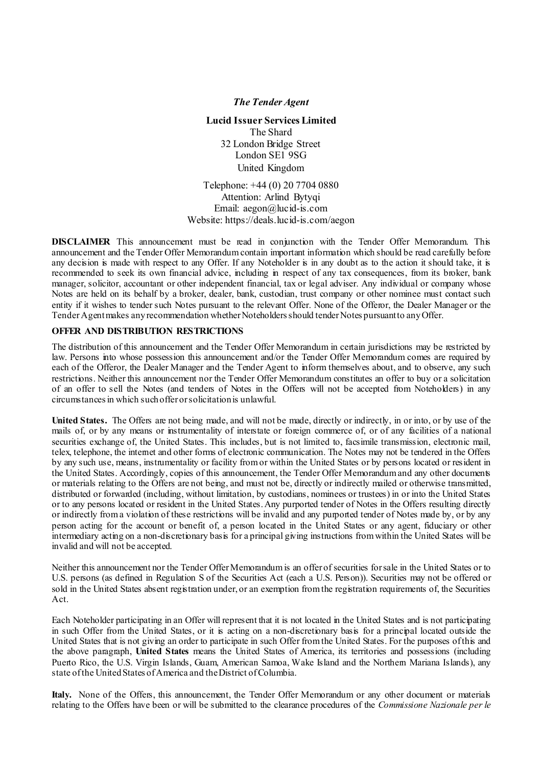*The Tender Agent*

**Lucid Issuer Services Limited**
The Shard
32 London Bridge Street
London SE1 9SG
United Kingdom

Telephone: +44 (0) 20 7704 0880
Attention: Arlind Bytyqi
Email: aegon@lucid-is.com
Website: https://deals.lucid-is.com/aegon

**DISCLAIMER** This announcement must be read in conjunction with the Tender Offer Memorandum. This announcement and the Tender Offer Memorandum contain important information which should be read carefully before any decision is made with respect to any Offer. If any Noteholder is in any doubt as to the action it should take, it is recommended to seek its own financial advice, including in respect of any tax consequences, from its broker, bank manager, solicitor, accountant or other independent financial, tax or legal adviser. Any individual or company whose Notes are held on its behalf by a broker, dealer, bank, custodian, trust company or other nominee must contact such entity if it wishes to tender such Notes pursuant to the relevant Offer. None of the Offeror, the Dealer Manager or the Tender Agent makes any recommendation whether Noteholders should tender Notes pursuant to any Offer.

**OFFER AND DISTRIBUTION RESTRICTIONS**

The distribution of this announcement and the Tender Offer Memorandum in certain jurisdictions may be restricted by law. Persons into whose possession this announcement and/or the Tender Offer Memorandum comes are required by each of the Offeror, the Dealer Manager and the Tender Agent to inform themselves about, and to observe, any such restrictions. Neither this announcement nor the Tender Offer Memorandum constitutes an offer to buy or a solicitation of an offer to sell the Notes (and tenders of Notes in the Offers will not be accepted from Noteholders) in any circumstances in which such offer or solicitation is unlawful.

**United States.** The Offers are not being made, and will not be made, directly or indirectly, in or into, or by use of the mails of, or by any means or instrumentality of interstate or foreign commerce of, or of any facilities of a national securities exchange of, the United States. This includes, but is not limited to, facsimile transmission, electronic mail, telex, telephone, the internet and other forms of electronic communication. The Notes may not be tendered in the Offers by any such use, means, instrumentality or facility from or within the United States or by persons located or resident in the United States. Accordingly, copies of this announcement, the Tender Offer Memorandum and any other documents or materials relating to the Offers are not being, and must not be, directly or indirectly mailed or otherwise transmitted, distributed or forwarded (including, without limitation, by custodians, nominees or trustees) in or into the United States or to any persons located or resident in the United States. Any purported tender of Notes in the Offers resulting directly or indirectly from a violation of these restrictions will be invalid and any purported tender of Notes made by, or by any person acting for the account or benefit of, a person located in the United States or any agent, fiduciary or other intermediary acting on a non-discretionary basis for a principal giving instructions from within the United States will be invalid and will not be accepted.

Neither this announcement nor the Tender Offer Memorandum is an offer of securities for sale in the United States or to U.S. persons (as defined in Regulation S of the Securities Act (each a U.S. Person)). Securities may not be offered or sold in the United States absent registration under, or an exemption from the registration requirements of, the Securities Act.

Each Noteholder participating in an Offer will represent that it is not located in the United States and is not participating in such Offer from the United States, or it is acting on a non-discretionary basis for a principal located outside the United States that is not giving an order to participate in such Offer from the United States. For the purposes of this and the above paragraph, **United States** means the United States of America, its territories and possessions (including Puerto Rico, the U.S. Virgin Islands, Guam, American Samoa, Wake Island and the Northern Mariana Islands), any state of the United States of America and the District of Columbia.

**Italy.** None of the Offers, this announcement, the Tender Offer Memorandum or any other document or materials relating to the Offers have been or will be submitted to the clearance procedures of the *Commissione Nazionale per le*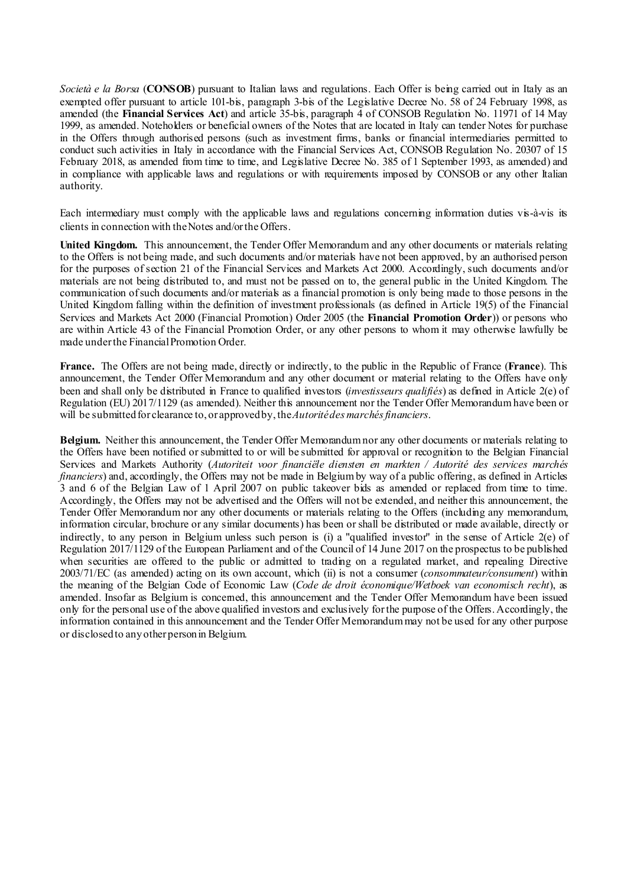*Società e la Borsa* (**CONSOB**) pursuant to Italian laws and regulations. Each Offer is being carried out in Italy as an exempted offer pursuant to article 101-bis, paragraph 3-bis of the Legislative Decree No. 58 of 24 February 1998, as amended (the **Financial Services Act**) and article 35-bis, paragraph 4 of CONSOB Regulation No. 11971 of 14 May 1999, as amended. Noteholders or beneficial owners of the Notes that are located in Italy can tender Notes for purchase in the Offers through authorised persons (such as investment firms, banks or financial intermediaries permitted to conduct such activities in Italy in accordance with the Financial Services Act, CONSOB Regulation No. 20307 of 15 February 2018, as amended from time to time, and Legislative Decree No. 385 of 1 September 1993, as amended) and in compliance with applicable laws and regulations or with requirements imposed by CONSOB or any other Italian authority.

Each intermediary must comply with the applicable laws and regulations concerning information duties vis-à-vis its clients in connection with the Notes and/or the Offers.

**United Kingdom.** This announcement, the Tender Offer Memorandum and any other documents or materials relating to the Offers is not being made, and such documents and/or materials have not been approved, by an authorised person for the purposes of section 21 of the Financial Services and Markets Act 2000. Accordingly, such documents and/or materials are not being distributed to, and must not be passed on to, the general public in the United Kingdom. The communication of such documents and/or materials as a financial promotion is only being made to those persons in the United Kingdom falling within the definition of investment professionals (as defined in Article 19(5) of the Financial Services and Markets Act 2000 (Financial Promotion) Order 2005 (the **Financial Promotion Order**)) or persons who are within Article 43 of the Financial Promotion Order, or any other persons to whom it may otherwise lawfully be made under the Financial Promotion Order.

**France.** The Offers are not being made, directly or indirectly, to the public in the Republic of France (**France**). This announcement, the Tender Offer Memorandum and any other document or material relating to the Offers have only been and shall only be distributed in France to qualified investors (*investisseurs qualifiés*) as defined in Article 2(e) of Regulation (EU) 2017/1129 (as amended). Neither this announcement nor the Tender Offer Memorandum have been or will be submitted for clearance to, or approved by, the *Autorité des marchés financiers*.

**Belgium.** Neither this announcement, the Tender Offer Memorandum nor any other documents or materials relating to the Offers have been notified or submitted to or will be submitted for approval or recognition to the Belgian Financial Services and Markets Authority (*Autoriteit voor financiële diensten en markten / Autorité des services marchés financiers*) and, accordingly, the Offers may not be made in Belgium by way of a public offering, as defined in Articles 3 and 6 of the Belgian Law of 1 April 2007 on public takeover bids as amended or replaced from time to time. Accordingly, the Offers may not be advertised and the Offers will not be extended, and neither this announcement, the Tender Offer Memorandum nor any other documents or materials relating to the Offers (including any memorandum, information circular, brochure or any similar documents) has been or shall be distributed or made available, directly or indirectly, to any person in Belgium unless such person is (i) a "qualified investor" in the sense of Article 2(e) of Regulation 2017/1129 of the European Parliament and of the Council of 14 June 2017 on the prospectus to be published when securities are offered to the public or admitted to trading on a regulated market, and repealing Directive 2003/71/EC (as amended) acting on its own account, which (ii) is not a consumer (*consommateur/consument*) within the meaning of the Belgian Code of Economic Law (*Code de droit économique/Wetboek van economisch recht*), as amended. Insofar as Belgium is concerned, this announcement and the Tender Offer Memorandum have been issued only for the personal use of the above qualified investors and exclusively for the purpose of the Offers. Accordingly, the information contained in this announcement and the Tender Offer Memorandum may not be used for any other purpose or disclosed to any other person in Belgium.